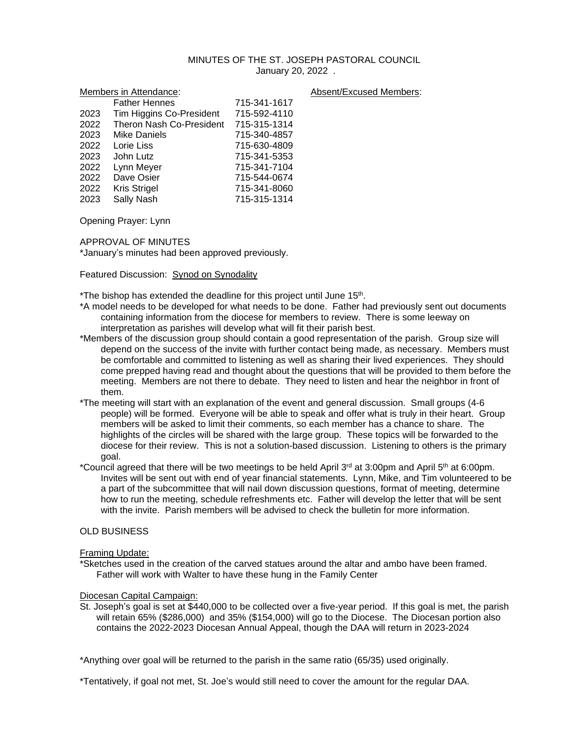MINUTES OF THE ST. JOSEPH PASTORAL COUNCIL
January 20, 2022 .

| Members in Attendance: | | | Absent/Excused Members: |
|---|---|---|---|
| | Father Hennes | 715-341-1617 | |
| 2023 | Tim Higgins Co-President | 715-592-4110 | |
| 2022 | Theron Nash Co-President | 715-315-1314 | |
| 2023 | Mike Daniels | 715-340-4857 | |
| 2022 | Lorie Liss | 715-630-4809 | |
| 2023 | John Lutz | 715-341-5353 | |
| 2022 | Lynn Meyer | 715-341-7104 | |
| 2022 | Dave Osier | 715-544-0674 | |
| 2022 | Kris Strigel | 715-341-8060 | |
| 2023 | Sally Nash | 715-315-1314 | |

Opening Prayer: Lynn

APPROVAL OF MINUTES
*January's minutes had been approved previously.

Featured Discussion: Synod on Synodality

*The bishop has extended the deadline for this project until June 15th.
*A model needs to be developed for what needs to be done. Father had previously sent out documents containing information from the diocese for members to review. There is some leeway on interpretation as parishes will develop what will fit their parish best.
*Members of the discussion group should contain a good representation of the parish. Group size will depend on the success of the invite with further contact being made, as necessary. Members must be comfortable and committed to listening as well as sharing their lived experiences. They should come prepped having read and thought about the questions that will be provided to them before the meeting. Members are not there to debate. They need to listen and hear the neighbor in front of them.
*The meeting will start with an explanation of the event and general discussion. Small groups (4-6 people) will be formed. Everyone will be able to speak and offer what is truly in their heart. Group members will be asked to limit their comments, so each member has a chance to share. The highlights of the circles will be shared with the large group. These topics will be forwarded to the diocese for their review. This is not a solution-based discussion. Listening to others is the primary goal.
*Council agreed that there will be two meetings to be held April 3rd at 3:00pm and April 5th at 6:00pm. Invites will be sent out with end of year financial statements. Lynn, Mike, and Tim volunteered to be a part of the subcommittee that will nail down discussion questions, format of meeting, determine how to run the meeting, schedule refreshments etc. Father will develop the letter that will be sent with the invite. Parish members will be advised to check the bulletin for more information.

OLD BUSINESS

Framing Update:
*Sketches used in the creation of the carved statues around the altar and ambo have been framed. Father will work with Walter to have these hung in the Family Center

Diocesan Capital Campaign:
St. Joseph's goal is set at $440,000 to be collected over a five-year period. If this goal is met, the parish will retain 65% ($286,000) and 35% ($154,000) will go to the Diocese. The Diocesan portion also contains the 2022-2023 Diocesan Annual Appeal, though the DAA will return in 2023-2024

*Anything over goal will be returned to the parish in the same ratio (65/35) used originally.

*Tentatively, if goal not met, St. Joe's would still need to cover the amount for the regular DAA.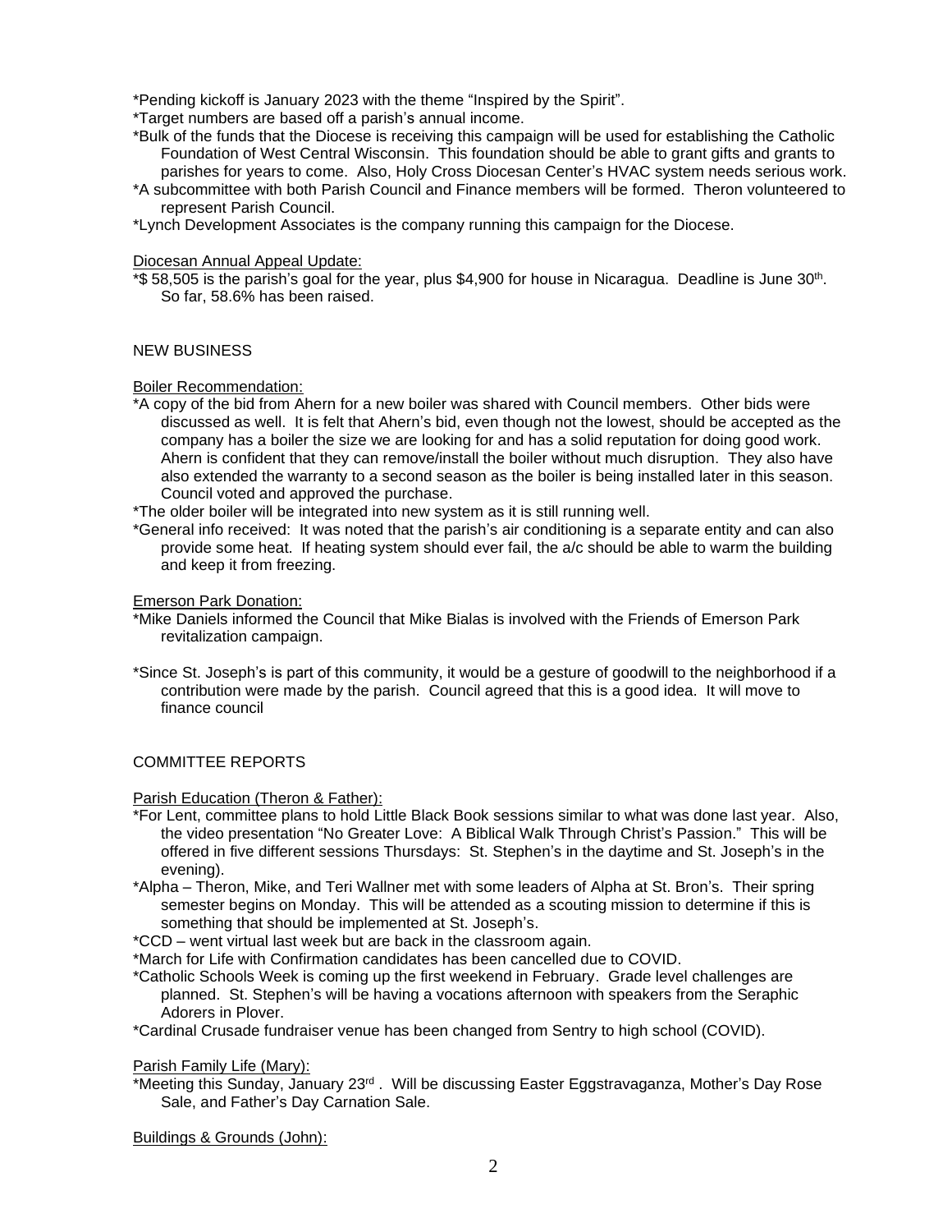*Pending kickoff is January 2023 with the theme “Inspired by the Spirit”.

*Target numbers are based off a parish’s annual income.

*Bulk of the funds that the Diocese is receiving this campaign will be used for establishing the Catholic Foundation of West Central Wisconsin. This foundation should be able to grant gifts and grants to parishes for years to come. Also, Holy Cross Diocesan Center’s HVAC system needs serious work.

*A subcommittee with both Parish Council and Finance members will be formed. Theron volunteered to represent Parish Council.

*Lynch Development Associates is the company running this campaign for the Diocese.

Diocesan Annual Appeal Update:

*$ 58,505 is the parish’s goal for the year, plus $4,900 for house in Nicaragua. Deadline is June 30th. So far, 58.6% has been raised.

NEW BUSINESS

Boiler Recommendation:

*A copy of the bid from Ahern for a new boiler was shared with Council members. Other bids were discussed as well. It is felt that Ahern’s bid, even though not the lowest, should be accepted as the company has a boiler the size we are looking for and has a solid reputation for doing good work. Ahern is confident that they can remove/install the boiler without much disruption. They also have also extended the warranty to a second season as the boiler is being installed later in this season. Council voted and approved the purchase.

*The older boiler will be integrated into new system as it is still running well.

*General info received: It was noted that the parish’s air conditioning is a separate entity and can also provide some heat. If heating system should ever fail, the a/c should be able to warm the building and keep it from freezing.

Emerson Park Donation:

*Mike Daniels informed the Council that Mike Bialas is involved with the Friends of Emerson Park revitalization campaign.

*Since St. Joseph’s is part of this community, it would be a gesture of goodwill to the neighborhood if a contribution were made by the parish. Council agreed that this is a good idea. It will move to finance council

COMMITTEE REPORTS

Parish Education (Theron & Father):

*For Lent, committee plans to hold Little Black Book sessions similar to what was done last year. Also, the video presentation “No Greater Love: A Biblical Walk Through Christ’s Passion.” This will be offered in five different sessions Thursdays: St. Stephen’s in the daytime and St. Joseph’s in the evening).

*Alpha – Theron, Mike, and Teri Wallner met with some leaders of Alpha at St. Bron’s. Their spring semester begins on Monday. This will be attended as a scouting mission to determine if this is something that should be implemented at St. Joseph’s.

*CCD – went virtual last week but are back in the classroom again.

*March for Life with Confirmation candidates has been cancelled due to COVID.

*Catholic Schools Week is coming up the first weekend in February. Grade level challenges are planned. St. Stephen’s will be having a vocations afternoon with speakers from the Seraphic Adorers in Plover.

*Cardinal Crusade fundraiser venue has been changed from Sentry to high school (COVID).

Parish Family Life (Mary):

*Meeting this Sunday, January 23rd . Will be discussing Easter Eggstravaganza, Mother’s Day Rose Sale, and Father’s Day Carnation Sale.

Buildings & Grounds (John):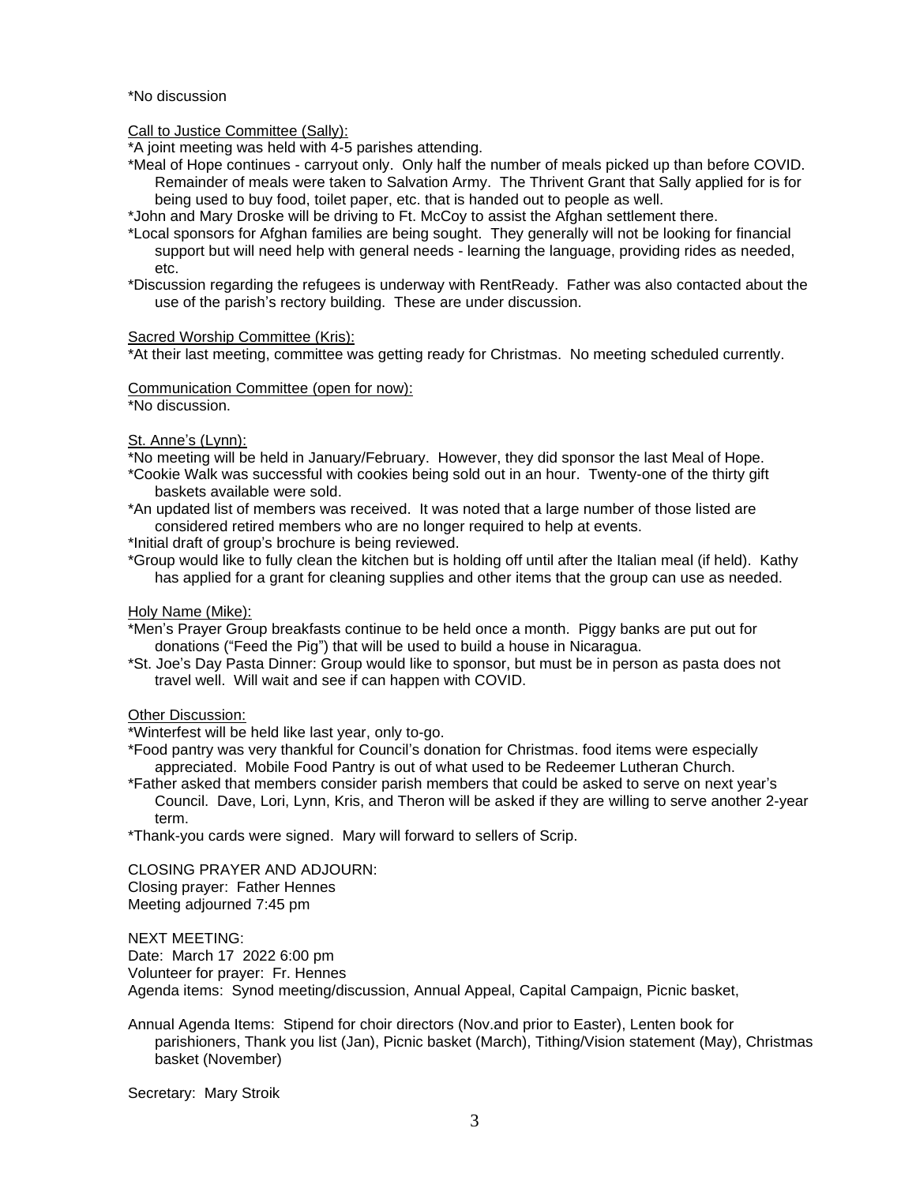*No discussion

Call to Justice Committee (Sally):

*A joint meeting was held with 4-5 parishes attending.

*Meal of Hope continues - carryout only. Only half the number of meals picked up than before COVID. Remainder of meals were taken to Salvation Army. The Thrivent Grant that Sally applied for is for being used to buy food, toilet paper, etc. that is handed out to people as well.

*John and Mary Droske will be driving to Ft. McCoy to assist the Afghan settlement there.

*Local sponsors for Afghan families are being sought. They generally will not be looking for financial support but will need help with general needs - learning the language, providing rides as needed, etc.

*Discussion regarding the refugees is underway with RentReady. Father was also contacted about the use of the parish's rectory building. These are under discussion.

Sacred Worship Committee (Kris):

*At their last meeting, committee was getting ready for Christmas. No meeting scheduled currently.

Communication Committee (open for now):

*No discussion.

St. Anne's (Lynn):

*No meeting will be held in January/February. However, they did sponsor the last Meal of Hope.

*Cookie Walk was successful with cookies being sold out in an hour. Twenty-one of the thirty gift baskets available were sold.

*An updated list of members was received. It was noted that a large number of those listed are considered retired members who are no longer required to help at events.

*Initial draft of group's brochure is being reviewed.

*Group would like to fully clean the kitchen but is holding off until after the Italian meal (if held). Kathy has applied for a grant for cleaning supplies and other items that the group can use as needed.

Holy Name (Mike):

*Men's Prayer Group breakfasts continue to be held once a month. Piggy banks are put out for donations ("Feed the Pig") that will be used to build a house in Nicaragua.

*St. Joe's Day Pasta Dinner: Group would like to sponsor, but must be in person as pasta does not travel well. Will wait and see if can happen with COVID.

Other Discussion:

*Winterfest will be held like last year, only to-go.

*Food pantry was very thankful for Council's donation for Christmas. food items were especially appreciated. Mobile Food Pantry is out of what used to be Redeemer Lutheran Church.

*Father asked that members consider parish members that could be asked to serve on next year's Council. Dave, Lori, Lynn, Kris, and Theron will be asked if they are willing to serve another 2-year term.

*Thank-you cards were signed. Mary will forward to sellers of Scrip.

CLOSING PRAYER AND ADJOURN:
Closing prayer: Father Hennes
Meeting adjourned 7:45 pm

NEXT MEETING:
Date: March 17 2022 6:00 pm
Volunteer for prayer: Fr. Hennes
Agenda items: Synod meeting/discussion, Annual Appeal, Capital Campaign, Picnic basket,

Annual Agenda Items: Stipend for choir directors (Nov.and prior to Easter), Lenten book for parishioners, Thank you list (Jan), Picnic basket (March), Tithing/Vision statement (May), Christmas basket (November)

Secretary: Mary Stroik